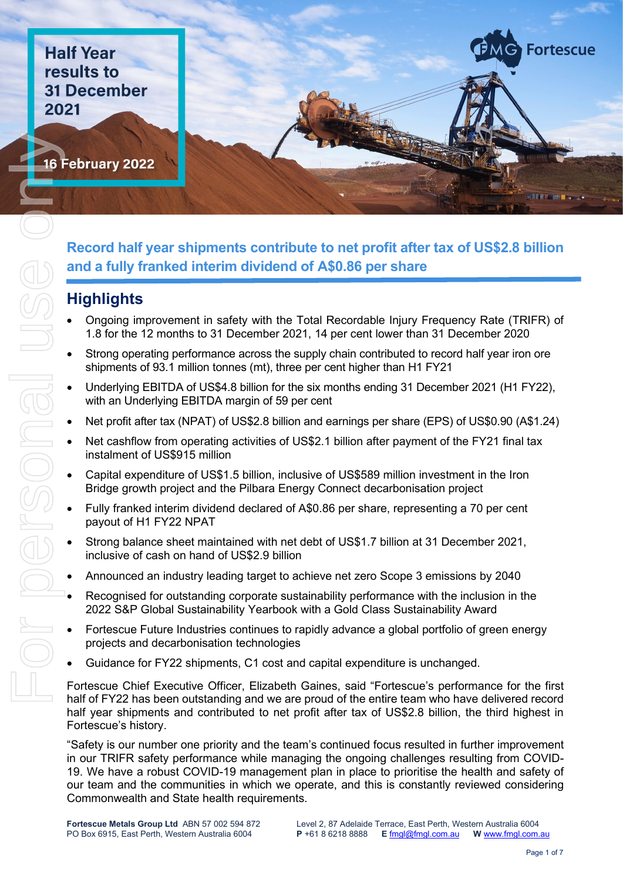# Half Year results to 31 December 2021

16 February 2022

## Record half year shipments contribute to net profit after tax of US$2.8 billion and a fully franked interim dividend of A$0.86 per share

## Highlights

- Ongoing improvement in safety with the Total Recordable Injury Frequency Rate (TRIFR) of 1.8 for the 12 months to 31 December 2021, 14 per cent lower than 31 December 2020
- Strong operating performance across the supply chain contributed to record half year iron ore shipments of 93.1 million tonnes (mt), three per cent higher than H1 FY21
- Underlying EBITDA of US$4.8 billion for the six months ending 31 December 2021 (H1 FY22), with an Underlying EBITDA margin of 59 per cent
- Net profit after tax (NPAT) of US$2.8 billion and earnings per share (EPS) of US$0.90 (A$1.24)
- Net cashflow from operating activities of US$2.1 billion after payment of the FY21 final tax instalment of US$915 million
- Capital expenditure of US$1.5 billion, inclusive of US$589 million investment in the Iron Bridge growth project and the Pilbara Energy Connect decarbonisation project
- Fully franked interim dividend declared of A$0.86 per share, representing a 70 per cent payout of H1 FY22 NPAT
- Strong balance sheet maintained with net debt of US$1.7 billion at 31 December 2021, inclusive of cash on hand of US$2.9 billion
- Announced an industry leading target to achieve net zero Scope 3 emissions by 2040
- Recognised for outstanding corporate sustainability performance with the inclusion in the 2022 S&P Global Sustainability Yearbook with a Gold Class Sustainability Award
- Fortescue Future Industries continues to rapidly advance a global portfolio of green energy projects and decarbonisation technologies
- Guidance for FY22 shipments, C1 cost and capital expenditure is unchanged.

Fortescue Chief Executive Officer, Elizabeth Gaines, said "Fortescue's performance for the first half of FY22 has been outstanding and we are proud of the entire team who have delivered record half year shipments and contributed to net profit after tax of US$2.8 billion, the third highest in Fortescue's history.

"Safety is our number one priority and the team's continued focus resulted in further improvement in our TRIFR safety performance while managing the ongoing challenges resulting from COVID-19. We have a robust COVID-19 management plan in place to prioritise the health and safety of our team and the communities in which we operate, and this is constantly reviewed considering Commonwealth and State health requirements.

**Fortescue Metals Group Ltd** ABN 57 002 594 872
PO Box 6915, East Perth, Western Australia 6004
Level 2, 87 Adelaide Terrace, East Perth, Western Australia 6004
**P** +61 8 6218 8888 **E** fmgl@fmgl.com.au **W** www.fmgl.com.au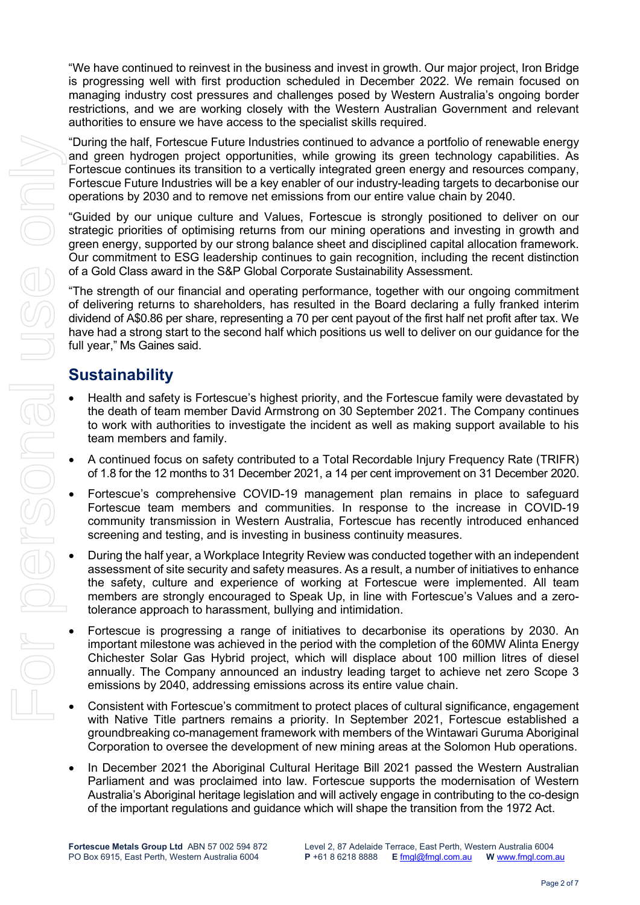"We have continued to reinvest in the business and invest in growth. Our major project, Iron Bridge is progressing well with first production scheduled in December 2022. We remain focused on managing industry cost pressures and challenges posed by Western Australia's ongoing border restrictions, and we are working closely with the Western Australian Government and relevant authorities to ensure we have access to the specialist skills required.

"During the half, Fortescue Future Industries continued to advance a portfolio of renewable energy and green hydrogen project opportunities, while growing its green technology capabilities. As Fortescue continues its transition to a vertically integrated green energy and resources company, Fortescue Future Industries will be a key enabler of our industry-leading targets to decarbonise our operations by 2030 and to remove net emissions from our entire value chain by 2040.

"Guided by our unique culture and Values, Fortescue is strongly positioned to deliver on our strategic priorities of optimising returns from our mining operations and investing in growth and green energy, supported by our strong balance sheet and disciplined capital allocation framework. Our commitment to ESG leadership continues to gain recognition, including the recent distinction of a Gold Class award in the S&P Global Corporate Sustainability Assessment.

"The strength of our financial and operating performance, together with our ongoing commitment of delivering returns to shareholders, has resulted in the Board declaring a fully franked interim dividend of A$0.86 per share, representing a 70 per cent payout of the first half net profit after tax. We have had a strong start to the second half which positions us well to deliver on our guidance for the full year," Ms Gaines said.

## Sustainability

- Health and safety is Fortescue's highest priority, and the Fortescue family were devastated by the death of team member David Armstrong on 30 September 2021. The Company continues to work with authorities to investigate the incident as well as making support available to his team members and family.
- A continued focus on safety contributed to a Total Recordable Injury Frequency Rate (TRIFR) of 1.8 for the 12 months to 31 December 2021, a 14 per cent improvement on 31 December 2020.
- Fortescue's comprehensive COVID-19 management plan remains in place to safeguard Fortescue team members and communities. In response to the increase in COVID-19 community transmission in Western Australia, Fortescue has recently introduced enhanced screening and testing, and is investing in business continuity measures.
- During the half year, a Workplace Integrity Review was conducted together with an independent assessment of site security and safety measures. As a result, a number of initiatives to enhance the safety, culture and experience of working at Fortescue were implemented. All team members are strongly encouraged to Speak Up, in line with Fortescue's Values and a zero-tolerance approach to harassment, bullying and intimidation.
- Fortescue is progressing a range of initiatives to decarbonise its operations by 2030. An important milestone was achieved in the period with the completion of the 60MW Alinta Energy Chichester Solar Gas Hybrid project, which will displace about 100 million litres of diesel annually. The Company announced an industry leading target to achieve net zero Scope 3 emissions by 2040, addressing emissions across its entire value chain.
- Consistent with Fortescue's commitment to protect places of cultural significance, engagement with Native Title partners remains a priority. In September 2021, Fortescue established a groundbreaking co-management framework with members of the Wintawari Guruma Aboriginal Corporation to oversee the development of new mining areas at the Solomon Hub operations.
- In December 2021 the Aboriginal Cultural Heritage Bill 2021 passed the Western Australian Parliament and was proclaimed into law. Fortescue supports the modernisation of Western Australia's Aboriginal heritage legislation and will actively engage in contributing to the co-design of the important regulations and guidance which will shape the transition from the 1972 Act.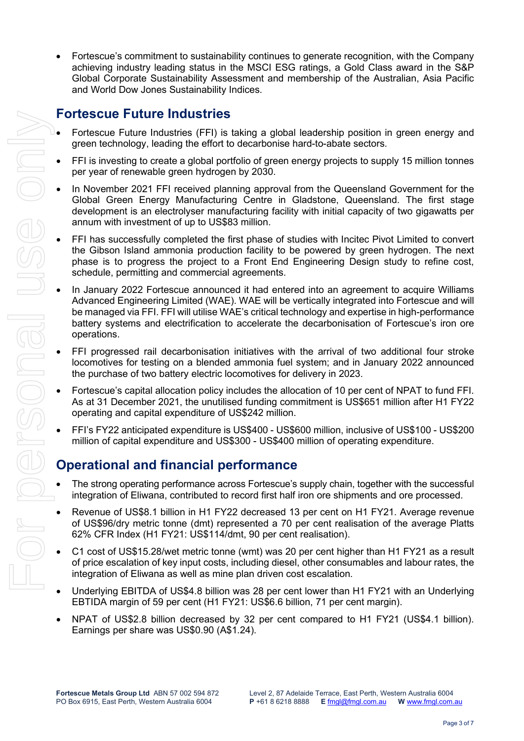- Fortescue's commitment to sustainability continues to generate recognition, with the Company achieving industry leading status in the MSCI ESG ratings, a Gold Class award in the S&P Global Corporate Sustainability Assessment and membership of the Australian, Asia Pacific and World Dow Jones Sustainability Indices.

## Fortescue Future Industries

- Fortescue Future Industries (FFI) is taking a global leadership position in green energy and green technology, leading the effort to decarbonise hard-to-abate sectors.
- FFI is investing to create a global portfolio of green energy projects to supply 15 million tonnes per year of renewable green hydrogen by 2030.
- In November 2021 FFI received planning approval from the Queensland Government for the Global Green Energy Manufacturing Centre in Gladstone, Queensland. The first stage development is an electrolyser manufacturing facility with initial capacity of two gigawatts per annum with investment of up to US$83 million.
- FFI has successfully completed the first phase of studies with Incitec Pivot Limited to convert the Gibson Island ammonia production facility to be powered by green hydrogen. The next phase is to progress the project to a Front End Engineering Design study to refine cost, schedule, permitting and commercial agreements.
- In January 2022 Fortescue announced it had entered into an agreement to acquire Williams Advanced Engineering Limited (WAE). WAE will be vertically integrated into Fortescue and will be managed via FFI. FFI will utilise WAE's critical technology and expertise in high-performance battery systems and electrification to accelerate the decarbonisation of Fortescue's iron ore operations.
- FFI progressed rail decarbonisation initiatives with the arrival of two additional four stroke locomotives for testing on a blended ammonia fuel system; and in January 2022 announced the purchase of two battery electric locomotives for delivery in 2023.
- Fortescue's capital allocation policy includes the allocation of 10 per cent of NPAT to fund FFI. As at 31 December 2021, the unutilised funding commitment is US$651 million after H1 FY22 operating and capital expenditure of US$242 million.
- FFI's FY22 anticipated expenditure is US$400 - US$600 million, inclusive of US$100 - US$200 million of capital expenditure and US$300 - US$400 million of operating expenditure.

## Operational and financial performance

- The strong operating performance across Fortescue's supply chain, together with the successful integration of Eliwana, contributed to record first half iron ore shipments and ore processed.
- Revenue of US$8.1 billion in H1 FY22 decreased 13 per cent on H1 FY21. Average revenue of US$96/dry metric tonne (dmt) represented a 70 per cent realisation of the average Platts 62% CFR Index (H1 FY21: US$114/dmt, 90 per cent realisation).
- C1 cost of US$15.28/wet metric tonne (wmt) was 20 per cent higher than H1 FY21 as a result of price escalation of key input costs, including diesel, other consumables and labour rates, the integration of Eliwana as well as mine plan driven cost escalation.
- Underlying EBITDA of US$4.8 billion was 28 per cent lower than H1 FY21 with an Underlying EBTIDA margin of 59 per cent (H1 FY21: US$6.6 billion, 71 per cent margin).
- NPAT of US$2.8 billion decreased by 32 per cent compared to H1 FY21 (US$4.1 billion). Earnings per share was US$0.90 (A$1.24).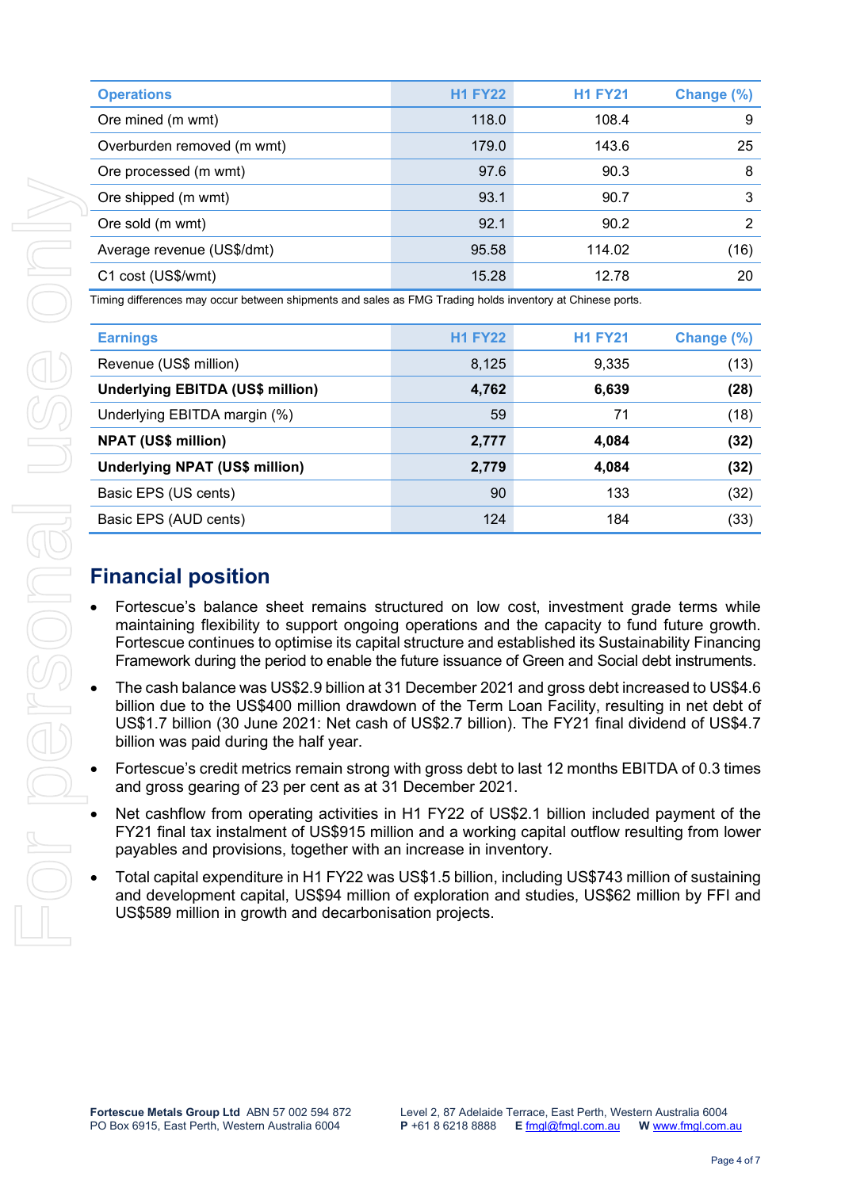| Operations | H1 FY22 | H1 FY21 | Change (%) |
|---|---|---|---|
| Ore mined (m wmt) | 118.0 | 108.4 | 9 |
| Overburden removed (m wmt) | 179.0 | 143.6 | 25 |
| Ore processed (m wmt) | 97.6 | 90.3 | 8 |
| Ore shipped (m wmt) | 93.1 | 90.7 | 3 |
| Ore sold (m wmt) | 92.1 | 90.2 | 2 |
| Average revenue (US$/dmt) | 95.58 | 114.02 | (16) |
| C1 cost (US$/wmt) | 15.28 | 12.78 | 20 |

Timing differences may occur between shipments and sales as FMG Trading holds inventory at Chinese ports.

| Earnings | H1 FY22 | H1 FY21 | Change (%) |
|---|---|---|---|
| Revenue (US$ million) | 8,125 | 9,335 | (13) |
| **Underlying EBITDA (US$ million)** | **4,762** | **6,639** | **(28)** |
| Underlying EBITDA margin (%) | 59 | 71 | (18) |
| **NPAT (US$ million)** | **2,777** | **4,084** | **(32)** |
| **Underlying NPAT (US$ million)** | **2,779** | **4,084** | **(32)** |
| Basic EPS (US cents) | 90 | 133 | (32) |
| Basic EPS (AUD cents) | 124 | 184 | (33) |

## Financial position

- Fortescue's balance sheet remains structured on low cost, investment grade terms while maintaining flexibility to support ongoing operations and the capacity to fund future growth. Fortescue continues to optimise its capital structure and established its Sustainability Financing Framework during the period to enable the future issuance of Green and Social debt instruments.
- The cash balance was US$2.9 billion at 31 December 2021 and gross debt increased to US$4.6 billion due to the US$400 million drawdown of the Term Loan Facility, resulting in net debt of US$1.7 billion (30 June 2021: Net cash of US$2.7 billion). The FY21 final dividend of US$4.7 billion was paid during the half year.
- Fortescue's credit metrics remain strong with gross debt to last 12 months EBITDA of 0.3 times and gross gearing of 23 per cent as at 31 December 2021.
- Net cashflow from operating activities in H1 FY22 of US$2.1 billion included payment of the FY21 final tax instalment of US$915 million and a working capital outflow resulting from lower payables and provisions, together with an increase in inventory.
- Total capital expenditure in H1 FY22 was US$1.5 billion, including US$743 million of sustaining and development capital, US$94 million of exploration and studies, US$62 million by FFI and US$589 million in growth and decarbonisation projects.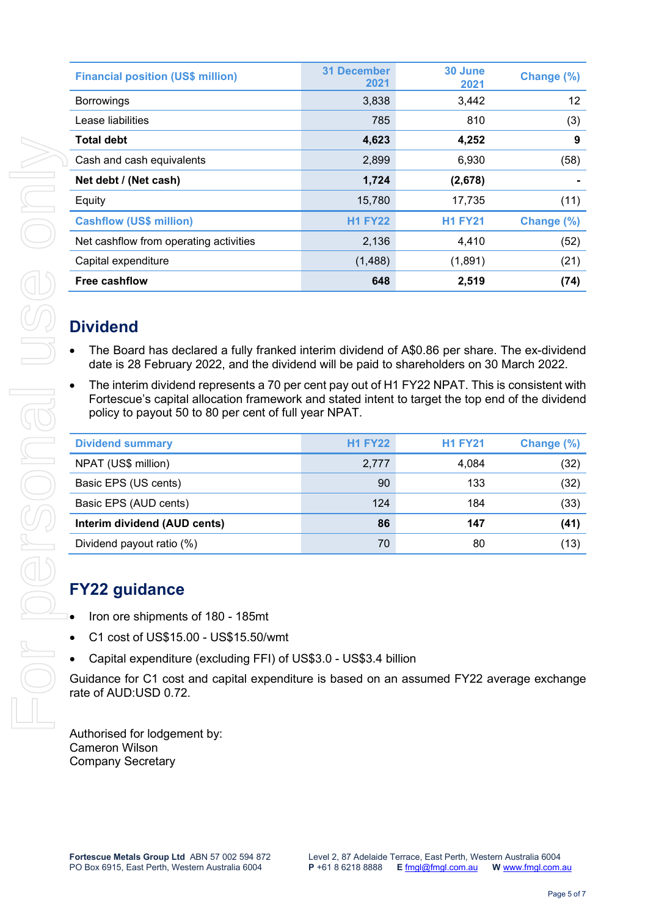| Financial position (US$ million) | 31 December 2021 | 30 June 2021 | Change (%) |
|---|---|---|---|
| Borrowings | 3,838 | 3,442 | 12 |
| Lease liabilities | 785 | 810 | (3) |
| **Total debt** | **4,623** | **4,252** | **9** |
| Cash and cash equivalents | 2,899 | 6,930 | (58) |
| **Net debt / (Net cash)** | **1,724** | **(2,678)** | **-** |
| Equity | 15,780 | 17,735 | (11) |
| **Cashflow (US$ million)** | **H1 FY22** | **H1 FY21** | **Change (%)** |
| Net cashflow from operating activities | 2,136 | 4,410 | (52) |
| Capital expenditure | (1,488) | (1,891) | (21) |
| **Free cashflow** | **648** | **2,519** | **(74)** |

## Dividend

- The Board has declared a fully franked interim dividend of A$0.86 per share. The ex-dividend date is 28 February 2022, and the dividend will be paid to shareholders on 30 March 2022.
- The interim dividend represents a 70 per cent pay out of H1 FY22 NPAT. This is consistent with Fortescue's capital allocation framework and stated intent to target the top end of the dividend policy to payout 50 to 80 per cent of full year NPAT.

| Dividend summary | H1 FY22 | H1 FY21 | Change (%) |
|---|---|---|---|
| NPAT (US$ million) | 2,777 | 4,084 | (32) |
| Basic EPS (US cents) | 90 | 133 | (32) |
| Basic EPS (AUD cents) | 124 | 184 | (33) |
| **Interim dividend (AUD cents)** | **86** | **147** | **(41)** |
| Dividend payout ratio (%) | 70 | 80 | (13) |

## FY22 guidance

- Iron ore shipments of 180 - 185mt
- C1 cost of US$15.00 - US$15.50/wmt
- Capital expenditure (excluding FFI) of US$3.0 - US$3.4 billion

Guidance for C1 cost and capital expenditure is based on an assumed FY22 average exchange rate of AUD:USD 0.72.

Authorised for lodgement by:
Cameron Wilson
Company Secretary

**Fortescue Metals Group Ltd** ABN 57 002 594 872
PO Box 6915, East Perth, Western Australia 6004
Level 2, 87 Adelaide Terrace, East Perth, Western Australia 6004
**P** +61 8 6218 8888 **E** fmgl@fmgl.com.au **W** www.fmgl.com.au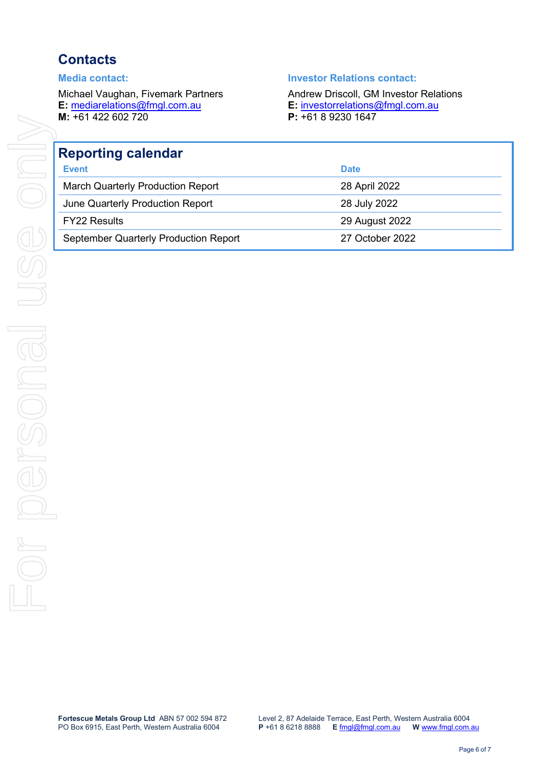## Contacts

### Media contact:

Michael Vaughan, Fivemark Partners
**E:** mediarelations@fmgl.com.au
**M:** +61 422 602 720

### Investor Relations contact:

Andrew Driscoll, GM Investor Relations
**E:** investorrelations@fmgl.com.au
**P:** +61 8 9230 1647

## Reporting calendar

| Event | Date |
|---|---|
| March Quarterly Production Report | 28 April 2022 |
| June Quarterly Production Report | 28 July 2022 |
| FY22 Results | 29 August 2022 |
| September Quarterly Production Report | 27 October 2022 |

**Fortescue Metals Group Ltd** ABN 57 002 594 872
PO Box 6915, East Perth, Western Australia 6004

Level 2, 87 Adelaide Terrace, East Perth, Western Australia 6004
**P** +61 8 6218 8888 **E** fmgl@fmgl.com.au **W** www.fmgl.com.au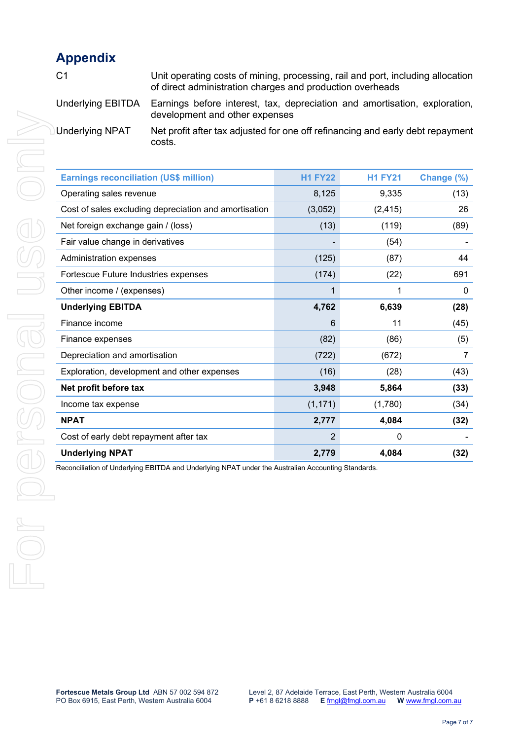## Appendix

| | |
|---|---|
| C1 | Unit operating costs of mining, processing, rail and port, including allocation of direct administration charges and production overheads |
| Underlying EBITDA | Earnings before interest, tax, depreciation and amortisation, exploration, development and other expenses |
| Underlying NPAT | Net profit after tax adjusted for one off refinancing and early debt repayment costs. |

| Earnings reconciliation (US$ million) | H1 FY22 | H1 FY21 | Change (%) |
|---|---|---|---|
| Operating sales revenue | 8,125 | 9,335 | (13) |
| Cost of sales excluding depreciation and amortisation | (3,052) | (2,415) | 26 |
| Net foreign exchange gain / (loss) | (13) | (119) | (89) |
| Fair value change in derivatives | - | (54) | - |
| Administration expenses | (125) | (87) | 44 |
| Fortescue Future Industries expenses | (174) | (22) | 691 |
| Other income / (expenses) | 1 | 1 | 0 |
| **Underlying EBITDA** | **4,762** | **6,639** | **(28)** |
| Finance income | 6 | 11 | (45) |
| Finance expenses | (82) | (86) | (5) |
| Depreciation and amortisation | (722) | (672) | 7 |
| Exploration, development and other expenses | (16) | (28) | (43) |
| **Net profit before tax** | **3,948** | **5,864** | **(33)** |
| Income tax expense | (1,171) | (1,780) | (34) |
| **NPAT** | **2,777** | **4,084** | **(32)** |
| Cost of early debt repayment after tax | 2 | 0 | - |
| **Underlying NPAT** | **2,779** | **4,084** | **(32)** |

Reconciliation of Underlying EBITDA and Underlying NPAT under the Australian Accounting Standards.

**Fortescue Metals Group Ltd** ABN 57 002 594 872
PO Box 6915, East Perth, Western Australia 6004

Level 2, 87 Adelaide Terrace, East Perth, Western Australia 6004
**P** +61 8 6218 8888 **E** fmgl@fmgl.com.au **W** www.fmgl.com.au